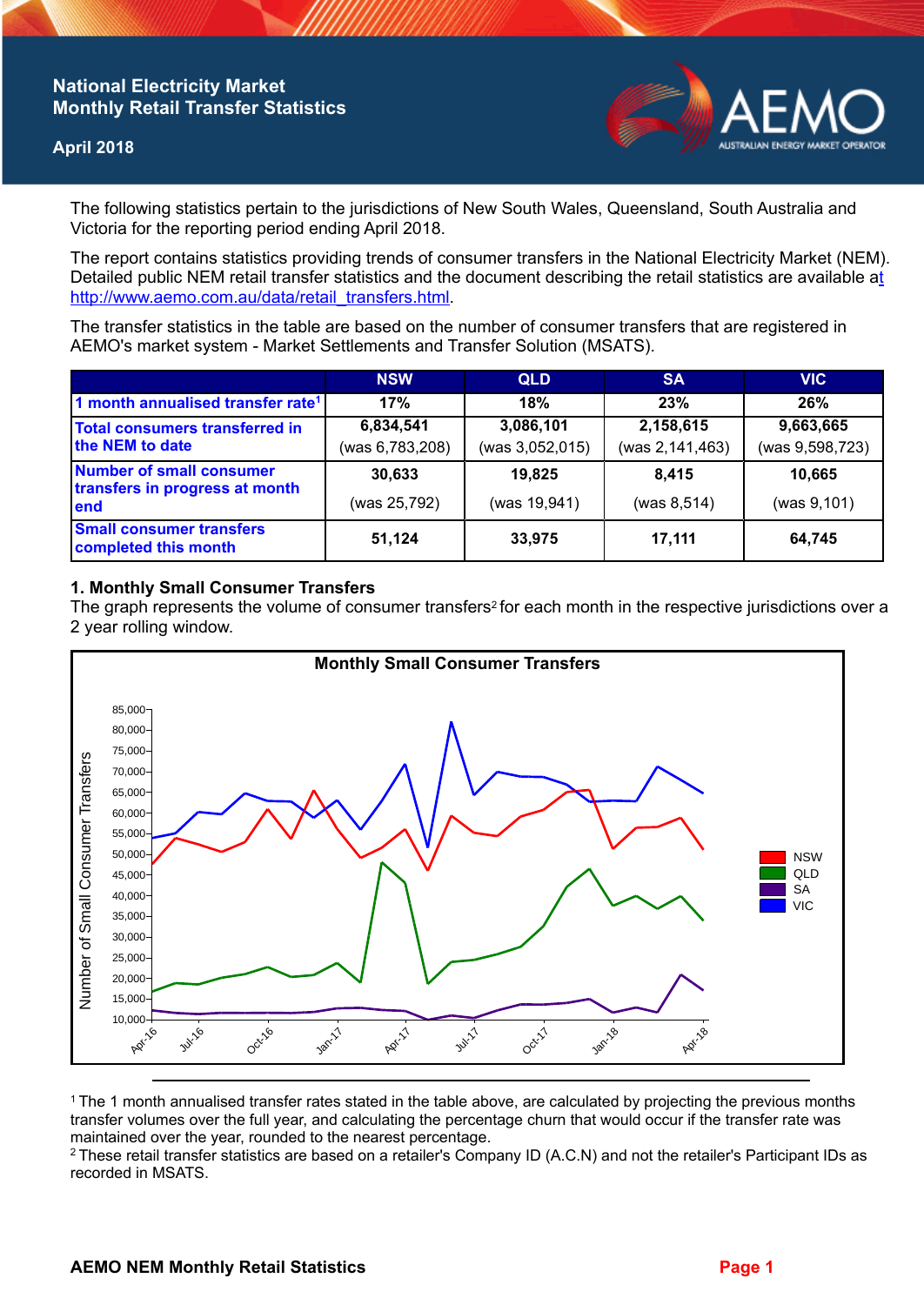# National Electricity Market Monthly Retail Transfer Statistics

**April 2018**

The following statistics pertain to the jurisdictions of New South Wales, Queensland, South Australia and Victoria for the reporting period ending April 2018.

The report contains statistics providing trends of consumer transfers in the National Electricity Market (NEM). Detailed public NEM retail transfer statistics and the document describing the retail statistics are available at http://www.aemo.com.au/data/retail_transfers.html.

The transfer statistics in the table are based on the number of consumer transfers that are registered in AEMO's market system - Market Settlements and Transfer Solution (MSATS).

| | NSW | QLD | SA | VIC |
|---|---|---|---|---|
| 1 month annualised transfer rate[1] | 17% | 18% | 23% | 26% |
| Total consumers transferred in the NEM to date | 6,834,541 (was 6,783,208) | 3,086,101 (was 3,052,015) | 2,158,615 (was 2,141,463) | 9,663,665 (was 9,598,723) |
| Number of small consumer transfers in progress at month end | 30,633 (was 25,792) | 19,825 (was 19,941) | 8,415 (was 8,514) | 10,665 (was 9,101) |
| Small consumer transfers completed this month | 51,124 | 33,975 | 17,111 | 64,745 |

## 1. Monthly Small Consumer Transfers

The graph represents the volume of consumer transfers[2] for each month in the respective jurisdictions over a 2 year rolling window.

**Monthly Small Consumer Transfers**

[1] The 1 month annualised transfer rates stated in the table above, are calculated by projecting the previous months transfer volumes over the full year, and calculating the percentage churn that would occur if the transfer rate was maintained over the year, rounded to the nearest percentage.

[2] These retail transfer statistics are based on a retailer's Company ID (A.C.N) and not the retailer's Participant IDs as recorded in MSATS.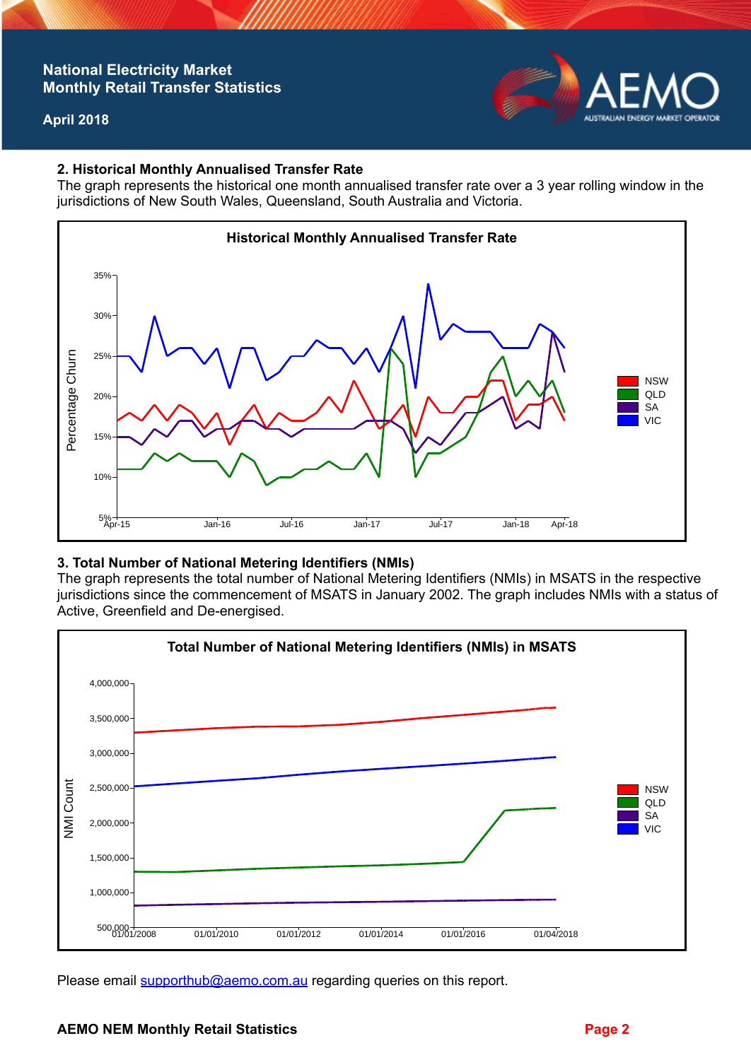National Electricity Market
Monthly Retail Transfer Statistics

April 2018

## 2. Historical Monthly Annualised Transfer Rate

The graph represents the historical one month annualised transfer rate over a 3 year rolling window in the jurisdictions of New South Wales, Queensland, South Australia and Victoria.

Historical Monthly Annualised Transfer Rate

Percentage Churn

35%
30%
25%
20%
15%
10%
5%

Apr-15
Jan-16
Jul-16
Jan-17
Jul-17
Jan-18
Apr-18

NSW
QLD
SA
VIC

## 3. Total Number of National Metering Identifiers (NMIs)

The graph represents the total number of National Metering Identifiers (NMIs) in MSATS in the respective jurisdictions since the commencement of MSATS in January 2002. The graph includes NMIs with a status of Active, Greenfield and De-energised.

Total Number of National Metering Identifiers (NMIs) in MSATS

NMI Count

4,000,000
3,500,000
3,000,000
2,500,000
2,000,000
1,500,000
1,000,000
500,000

01/01/2008
01/01/2010
01/01/2012
01/01/2014
01/01/2016
01/04/2018

NSW
QLD
SA
VIC

Please email supporthub@aemo.com.au regarding queries on this report.